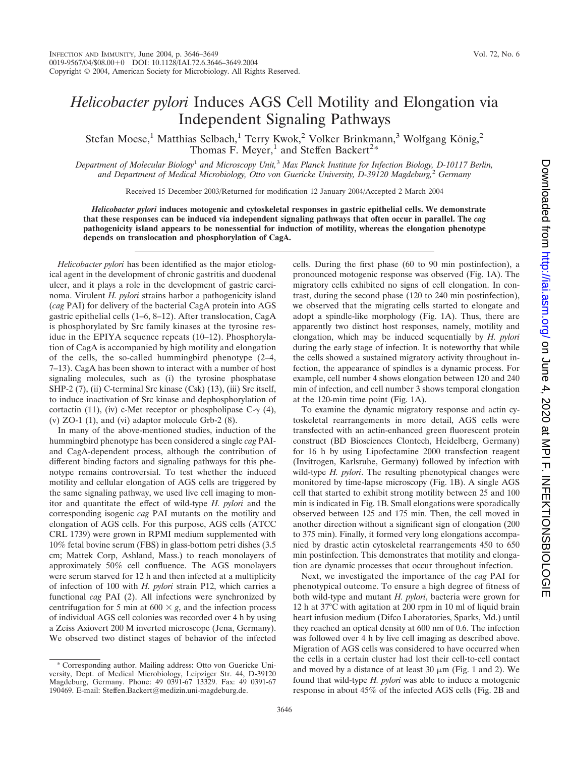# *Helicobacter pylori* Induces AGS Cell Motility and Elongation via Independent Signaling Pathways

Stefan Moese,[1] Matthias Selbach,[1] Terry Kwok,[2] Volker Brinkmann,[3] Wolfgang König,[2] Thomas F. Meyer,[1] and Steffen Backert[2]*

*Department of Molecular Biology[1] and Microscopy Unit,[3] Max Planck Institute for Infection Biology, D-10117 Berlin, and Department of Medical Microbiology, Otto von Guericke University, D-39120 Magdeburg,[2] Germany*

Received 15 December 2003/Returned for modification 12 January 2004/Accepted 2 March 2004

***Helicobacter pylori*** **induces motogenic and cytoskeletal responses in gastric epithelial cells. We demonstrate that these responses can be induced via independent signaling pathways that often occur in parallel. The** ***cag*** **pathogenicity island appears to be nonessential for induction of motility, whereas the elongation phenotype depends on translocation and phosphorylation of CagA.**

*Helicobacter pylori* has been identified as the major etiological agent in the development of chronic gastritis and duodenal ulcer, and it plays a role in the development of gastric carcinoma. Virulent *H. pylori* strains harbor a pathogenicity island (*cag* PAI) for delivery of the bacterial CagA protein into AGS gastric epithelial cells (1–6, 8–12). After translocation, CagA is phosphorylated by Src family kinases at the tyrosine residue in the EPIYA sequence repeats (10–12). Phosphorylation of CagA is accompanied by high motility and elongation of the cells, the so-called hummingbird phenotype (2–4, 7–13). CagA has been shown to interact with a number of host signaling molecules, such as (i) the tyrosine phosphatase SHP-2 (7), (ii) C-terminal Src kinase (Csk) (13), (iii) Src itself, to induce inactivation of Src kinase and dephosphorylation of cortactin (11), (iv) c-Met receptor or phospholipase C-$\gamma$ (4), (v) ZO-1 (1), and (vi) adaptor molecule Grb-2 (8).

In many of the above-mentioned studies, induction of the hummingbird phenotype has been considered a single *cag* PAI- and CagA-dependent process, although the contribution of different binding factors and signaling pathways for this phenotype remains controversial. To test whether the induced motility and cellular elongation of AGS cells are triggered by the same signaling pathway, we used live cell imaging to monitor and quantitate the effect of wild-type *H. pylori* and the corresponding isogenic *cag* PAI mutants on the motility and elongation of AGS cells. For this purpose, AGS cells (ATCC CRL 1739) were grown in RPMI medium supplemented with 10% fetal bovine serum (FBS) in glass-bottom petri dishes (3.5 cm; Mattek Corp, Ashland, Mass.) to reach monolayers of approximately 50% cell confluence. The AGS monolayers were serum starved for 12 h and then infected at a multiplicity of infection of 100 with *H. pylori* strain P12, which carries a functional *cag* PAI (2). All infections were synchronized by centrifugation for 5 min at 600 × *g*, and the infection process of individual AGS cell colonies was recorded over 4 h by using a Zeiss Axiovert 200 M inverted microscope (Jena, Germany). We observed two distinct stages of behavior of the infected cells. During the first phase (60 to 90 min postinfection), a pronounced motogenic response was observed (Fig. 1A). The migratory cells exhibited no signs of cell elongation. In contrast, during the second phase (120 to 240 min postinfection), we observed that the migrating cells started to elongate and adopt a spindle-like morphology (Fig. 1A). Thus, there are apparently two distinct host responses, namely, motility and elongation, which may be induced sequentially by *H. pylori* during the early stage of infection. It is noteworthy that while the cells showed a sustained migratory activity throughout infection, the appearance of spindles is a dynamic process. For example, cell number 4 shows elongation between 120 and 240 min of infection, and cell number 3 shows temporal elongation at the 120-min time point (Fig. 1A).

To examine the dynamic migratory response and actin cytoskeletal rearrangements in more detail, AGS cells were transfected with an actin-enhanced green fluorescent protein construct (BD Biosciences Clontech, Heidelberg, Germany) for 16 h by using Lipofectamine 2000 transfection reagent (Invitrogen, Karlsruhe, Germany) followed by infection with wild-type *H. pylori*. The resulting phenotypical changes were monitored by time-lapse microscopy (Fig. 1B). A single AGS cell that started to exhibit strong motility between 25 and 100 min is indicated in Fig. 1B. Small elongations were sporadically observed between 125 and 175 min. Then, the cell moved in another direction without a significant sign of elongation (200 to 375 min). Finally, it formed very long elongations accompanied by drastic actin cytoskeletal rearrangements 450 to 650 min postinfection. This demonstrates that motility and elongation are dynamic processes that occur throughout infection.

Next, we investigated the importance of the *cag* PAI for phenotypical outcome. To ensure a high degree of fitness of both wild-type and mutant *H. pylori*, bacteria were grown for 12 h at 37°C with agitation at 200 rpm in 10 ml of liquid brain heart infusion medium (Difco Laboratories, Sparks, Md.) until they reached an optical density at 600 nm of 0.6. The infection was followed over 4 h by live cell imaging as described above. Migration of AGS cells was considered to have occurred when the cells in a certain cluster had lost their cell-to-cell contact and moved by a distance of at least 30 μm (Fig. 1 and 2). We found that wild-type *H. pylori* was able to induce a motogenic response in about 45% of the infected AGS cells (Fig. 2B and

\* Corresponding author. Mailing address: Otto von Guericke University, Dept. of Medical Microbiology, Leipziger Str. 44, D-39120 Magdeburg, Germany. Phone: 49 0391-67 13329. Fax: 49 0391-67 190469. E-mail: Steffen.Backert@medizin.uni-magdeburg.de.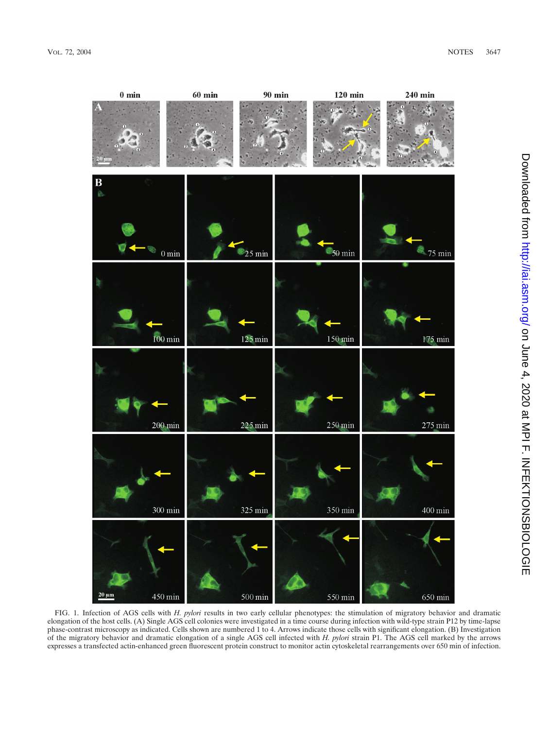FIG. 1. Infection of AGS cells with *H. pylori* results in two early cellular phenotypes: the stimulation of migratory behavior and dramatic elongation of the host cells. (A) Single AGS cell colonies were investigated in a time course during infection with wild-type strain P12 by time-lapse phase-contrast microscopy as indicated. Cells shown are numbered 1 to 4. Arrows indicate those cells with significant elongation. (B) Investigation of the migratory behavior and dramatic elongation of a single AGS cell infected with *H. pylori* strain P1. The AGS cell marked by the arrows expresses a transfected actin-enhanced green fluorescent protein construct to monitor actin cytoskeletal rearrangements over 650 min of infection.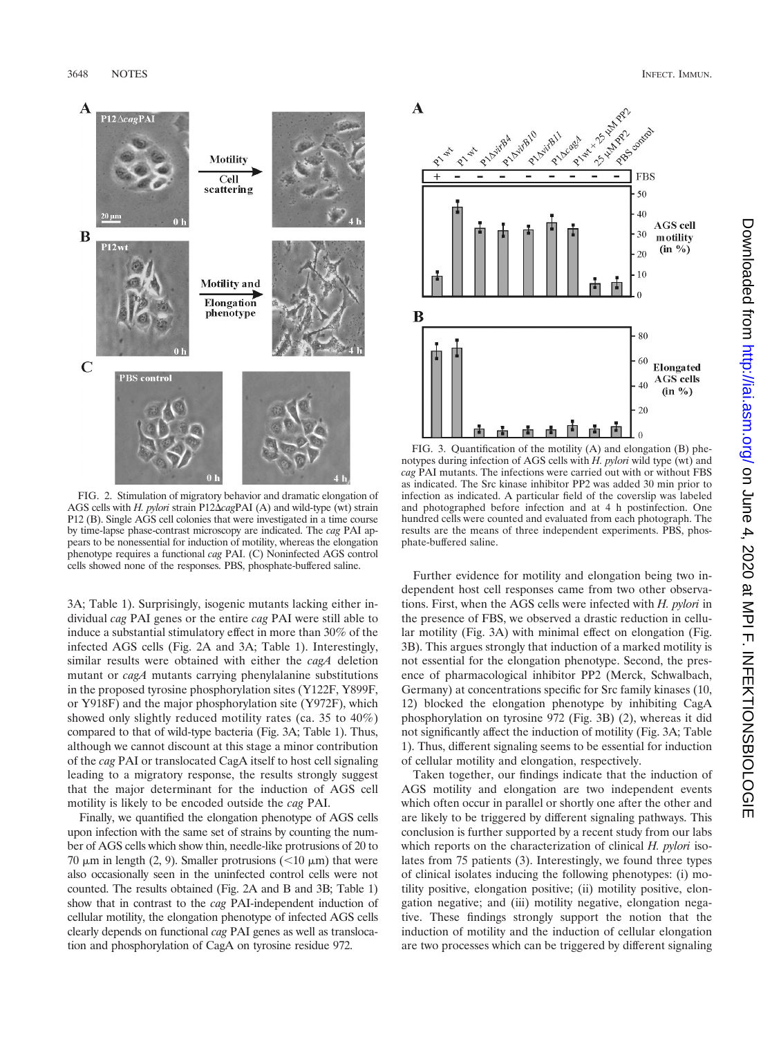FIG. 2. Stimulation of migratory behavior and dramatic elongation of AGS cells with *H. pylori* strain P12Δ*cag*PAI (A) and wild-type (wt) strain P12 (B). Single AGS cell colonies that were investigated in a time course by time-lapse phase-contrast microscopy are indicated. The *cag* PAI appears to be nonessential for induction of motility, whereas the elongation phenotype requires a functional *cag* PAI. (C) Noninfected AGS control cells showed none of the responses. PBS, phosphate-buffered saline.

3A; Table 1). Surprisingly, isogenic mutants lacking either individual *cag* PAI genes or the entire *cag* PAI were still able to induce a substantial stimulatory effect in more than 30% of the infected AGS cells (Fig. 2A and 3A; Table 1). Interestingly, similar results were obtained with either the *cagA* deletion mutant or *cagA* mutants carrying phenylalanine substitutions in the proposed tyrosine phosphorylation sites (Y122F, Y899F, or Y918F) and the major phosphorylation site (Y972F), which showed only slightly reduced motility rates (ca. 35 to 40%) compared to that of wild-type bacteria (Fig. 3A; Table 1). Thus, although we cannot discount at this stage a minor contribution of the *cag* PAI or translocated CagA itself to host cell signaling leading to a migratory response, the results strongly suggest that the major determinant for the induction of AGS cell motility is likely to be encoded outside the *cag* PAI.

Finally, we quantified the elongation phenotype of AGS cells upon infection with the same set of strains by counting the number of AGS cells which show thin, needle-like protrusions of 20 to 70 μm in length (2, 9). Smaller protrusions (<10 μm) that were also occasionally seen in the uninfected control cells were not counted. The results obtained (Fig. 2A and B and 3B; Table 1) show that in contrast to the *cag* PAI-independent induction of cellular motility, the elongation phenotype of infected AGS cells clearly depends on functional *cag* PAI genes as well as translocation and phosphorylation of CagA on tyrosine residue 972.

FIG. 3. Quantification of the motility (A) and elongation (B) phenotypes during infection of AGS cells with *H. pylori* wild type (wt) and *cag* PAI mutants. The infections were carried out with or without FBS as indicated. The Src kinase inhibitor PP2 was added 30 min prior to infection as indicated. A particular field of the coverslip was labeled and photographed before infection and at 4 h postinfection. One hundred cells were counted and evaluated from each photograph. The results are the means of three independent experiments. PBS, phosphate-buffered saline.

Further evidence for motility and elongation being two independent host cell responses came from two other observations. First, when the AGS cells were infected with *H. pylori* in the presence of FBS, we observed a drastic reduction in cellular motility (Fig. 3A) with minimal effect on elongation (Fig. 3B). This argues strongly that induction of a marked motility is not essential for the elongation phenotype. Second, the presence of pharmacological inhibitor PP2 (Merck, Schwalbach, Germany) at concentrations specific for Src family kinases (10, 12) blocked the elongation phenotype by inhibiting CagA phosphorylation on tyrosine 972 (Fig. 3B) (2), whereas it did not significantly affect the induction of motility (Fig. 3A; Table 1). Thus, different signaling seems to be essential for induction of cellular motility and elongation, respectively.

Taken together, our findings indicate that the induction of AGS motility and elongation are two independent events which often occur in parallel or shortly one after the other and are likely to be triggered by different signaling pathways. This conclusion is further supported by a recent study from our labs which reports on the characterization of clinical *H. pylori* isolates from 75 patients (3). Interestingly, we found three types of clinical isolates inducing the following phenotypes: (i) motility positive, elongation positive; (ii) motility positive, elongation negative; and (iii) motility negative, elongation negative. These findings strongly support the notion that the induction of motility and the induction of cellular elongation are two processes which can be triggered by different signaling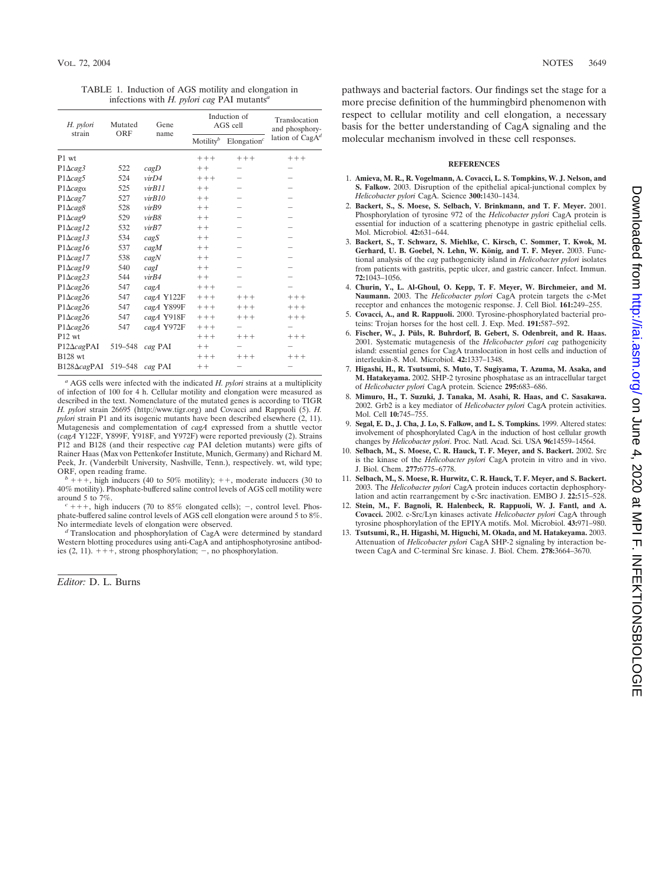TABLE 1. Induction of AGS motility and elongation in infections with *H. pylori cag* PAI mutants[a]

| *H. pylori* strain | Mutated ORF | Gene name | Induction of AGS cell | | Translocation and phosphorylation of CagA[d] |
|---|---|---|---|---|---|
| | | | Motility[b] | Elongation[c] | |
| P1 wt | | | +++ | +++ | +++ |
| P1Δ*cag3* | 522 | *cagD* | ++ | − | − |
| P1Δ*cag5* | 524 | *virD4* | +++ | − | − |
| P1Δ*cag*α | 525 | *virB11* | ++ | − | − |
| P1Δ*cag7* | 527 | *virB10* | ++ | − | − |
| P1Δ*cag8* | 528 | *virB9* | ++ | − | − |
| P1Δ*cag9* | 529 | *virB8* | ++ | − | − |
| P1Δ*cag12* | 532 | *virB7* | ++ | − | − |
| P1Δ*cag13* | 534 | *cagS* | ++ | − | − |
| P1Δ*cag16* | 537 | *cagM* | ++ | − | − |
| P1Δ*cag17* | 538 | *cagN* | ++ | − | − |
| P1Δ*cag19* | 540 | *cagI* | ++ | − | − |
| P1Δ*cag23* | 544 | *virB4* | ++ | − | − |
| P1Δ*cag26* | 547 | *cagA* | +++ | − | − |
| P1Δ*cag26* | 547 | *cagA* Y122F | +++ | +++ | +++ |
| P1Δ*cag26* | 547 | *cagA* Y899F | +++ | +++ | +++ |
| P1Δ*cag26* | 547 | *cagA* Y918F | +++ | +++ | +++ |
| P1Δ*cag26* | 547 | *cagA* Y972F | +++ | − | − |
| P12 wt | | | +++ | +++ | +++ |
| P12Δ*cag*PAI | 519–548 | *cag* PAI | ++ | − | − |
| B128 wt | | | +++ | +++ | +++ |
| B128Δ*cag*PAI | 519–548 | *cag* PAI | ++ | − | − |

[a] AGS cells were infected with the indicated *H. pylori* strains at a multiplicity of infection of 100 for 4 h. Cellular motility and elongation were measured as described in the text. Nomenclature of the mutated genes is according to TIGR *H. pylori* strain 26695 (http://www.tigr.org) and Covacci and Rappuoli (5). *H. pylori* strain P1 and its isogenic mutants have been described elsewhere (2, 11). Mutagenesis and complementation of *cagA* expressed from a shuttle vector (*cagA* Y122F, Y899F, Y918F, and Y972F) were reported previously (2). Strains P12 and B128 (and their respective *cag* PAI deletion mutants) were gifts of Rainer Haas (Max von Pettenkofer Institute, Munich, Germany) and Richard M. Peek, Jr. (Vanderbilt University, Nashville, Tenn.), respectively. wt, wild type; ORF, open reading frame.

[b] +++, high inducers (40 to 50% motility); ++, moderate inducers (30 to 40% motility). Phosphate-buffered saline control levels of AGS cell motility were around 5 to 7%.

[c] +++, high inducers (70 to 85% elongated cells); −, control level. Phosphate-buffered saline control levels of AGS cell elongation were around 5 to 8%. No intermediate levels of elongation were observed.

[d] Translocation and phosphorylation of CagA were determined by standard Western blotting procedures using anti-CagA and antiphosphotyrosine antibodies (2, 11). +++, strong phosphorylation; −, no phosphorylation.

*Editor:* D. L. Burns

pathways and bacterial factors. Our findings set the stage for a more precise definition of the hummingbird phenomenon with respect to cellular motility and cell elongation, a necessary basis for the better understanding of CagA signaling and the molecular mechanism involved in these cell responses.

## REFERENCES

1. **Amieva, M. R., R. Vogelmann, A. Covacci, L. S. Tompkins, W. J. Nelson, and S. Falkow.** 2003. Disruption of the epithelial apical-junctional complex by *Helicobacter pylori* CagA. Science **300:**1430–1434.
2. **Backert, S., S. Moese, S. Selbach, V. Brinkmann, and T. F. Meyer.** 2001. Phosphorylation of tyrosine 972 of the *Helicobacter pylori* CagA protein is essential for induction of a scattering phenotype in gastric epithelial cells. Mol. Microbiol. **42:**631–644.
3. **Backert, S., T. Schwarz, S. Miehlke, C. Kirsch, C. Sommer, T. Kwok, M. Gerhard, U. B. Goebel, N. Lehn, W. König, and T. F. Meyer.** 2003. Functional analysis of the *cag* pathogenicity island in *Helicobacter pylori* isolates from patients with gastritis, peptic ulcer, and gastric cancer. Infect. Immun. **72:**1043–1056.
4. **Churin, Y., L. Al-Ghoul, O. Kepp, T. F. Meyer, W. Birchmeier, and M. Naumann.** 2003. The *Helicobacter pylori* CagA protein targets the c-Met receptor and enhances the motogenic response. J. Cell Biol. **161:**249–255.
5. **Covacci, A., and R. Rappuoli.** 2000. Tyrosine-phosphorylated bacterial proteins: Trojan horses for the host cell. J. Exp. Med. **191:**587–592.
6. **Fischer, W., J. Püls, R. Buhrdorf, B. Gebert, S. Odenbreit, and R. Haas.** 2001. Systematic mutagenesis of the *Helicobacter pylori cag* pathogenicity island: essential genes for CagA translocation in host cells and induction of interleukin-8. Mol. Microbiol. **42:**1337–1348.
7. **Higashi, H., R. Tsutsumi, S. Muto, T. Sugiyama, T. Azuma, M. Asaka, and M. Hatakeyama.** 2002. SHP-2 tyrosine phosphatase as an intracellular target of *Helicobacter pylori* CagA protein. Science **295:**683–686.
8. **Mimuro, H., T. Suzuki, J. Tanaka, M. Asahi, R. Haas, and C. Sasakawa.** 2002. Grb2 is a key mediator of *Helicobacter pylori* CagA protein activities. Mol. Cell **10:**745–755.
9. **Segal, E. D., J. Cha, J. Lo, S. Falkow, and L. S. Tompkins.** 1999. Altered states: involvement of phosphorylated CagA in the induction of host cellular growth changes by *Helicobacter pylori*. Proc. Natl. Acad. Sci. USA **96:**14559–14564.
10. **Selbach, M., S. Moese, C. R. Hauck, T. F. Meyer, and S. Backert.** 2002. Src is the kinase of the *Helicobacter pylori* CagA protein in vitro and in vivo. J. Biol. Chem. **277:**6775–6778.
11. **Selbach, M., S. Moese, R. Hurwitz, C. R. Hauck, T. F. Meyer, and S. Backert.** 2003. The *Helicobacter pylori* CagA protein induces cortactin dephosphorylation and actin rearrangement by c-Src inactivation. EMBO J. **22:**515–528.
12. **Stein, M., F. Bagnoli, R. Halenbeck, R. Rappuoli, W. J. Fantl, and A. Covacci.** 2002. c-Src/Lyn kinases activate *Helicobacter pylori* CagA through tyrosine phosphorylation of the EPIYA motifs. Mol. Microbiol. **43:**971–980.
13. **Tsutsumi, R., H. Higashi, M. Higuchi, M. Okada, and M. Hatakeyama.** 2003. Attenuation of *Helicobacter pylori* CagA SHP-2 signaling by interaction between CagA and C-terminal Src kinase. J. Biol. Chem. **278:**3664–3670.